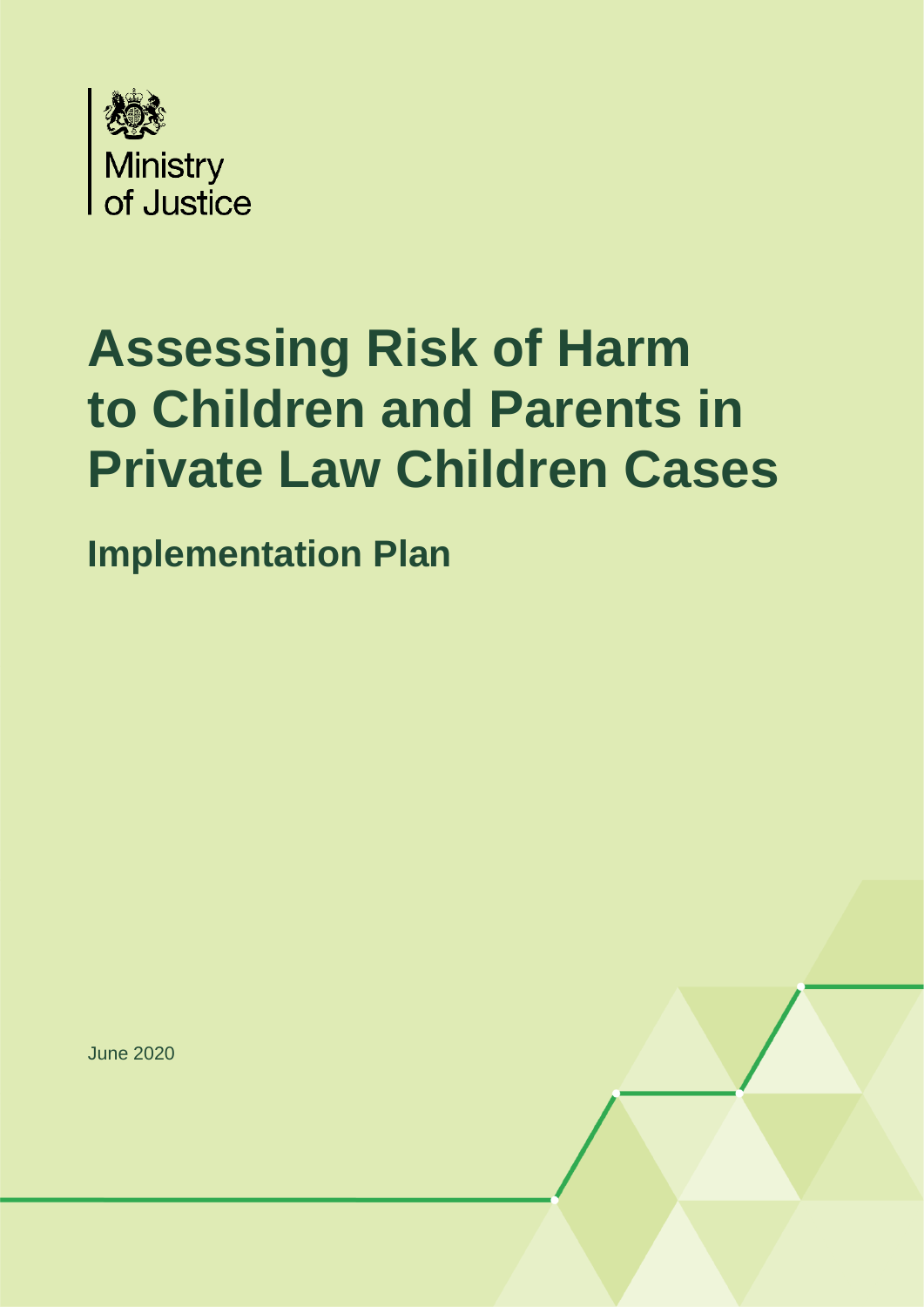Ministry of Justice

# Assessing Risk of Harm to Children and Parents in Private Law Children Cases

## Implementation Plan

June 2020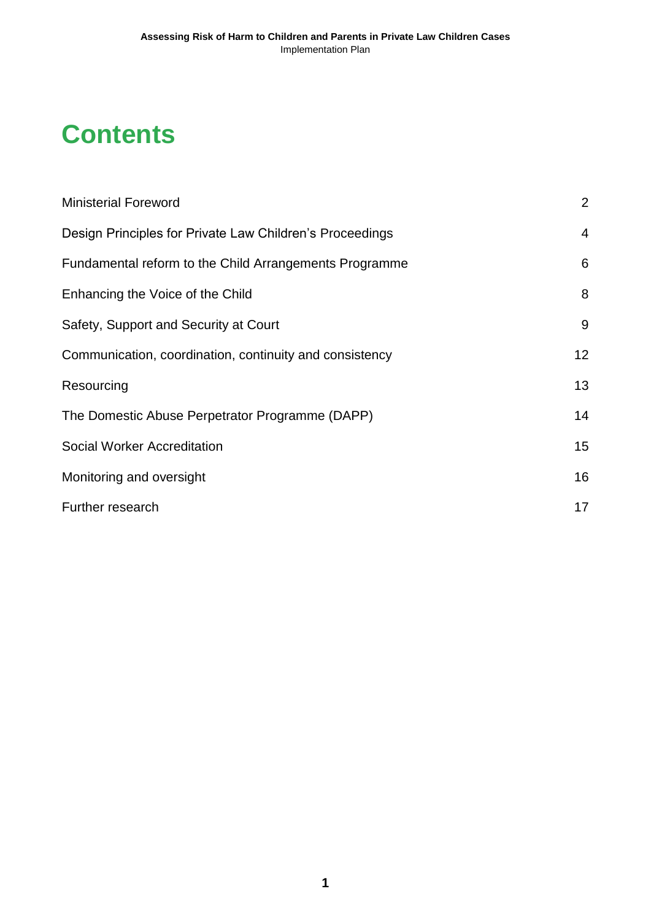# Contents

| | |
|---|---|
| Ministerial Foreword | 2 |
| Design Principles for Private Law Children's Proceedings | 4 |
| Fundamental reform to the Child Arrangements Programme | 6 |
| Enhancing the Voice of the Child | 8 |
| Safety, Support and Security at Court | 9 |
| Communication, coordination, continuity and consistency | 12 |
| Resourcing | 13 |
| The Domestic Abuse Perpetrator Programme (DAPP) | 14 |
| Social Worker Accreditation | 15 |
| Monitoring and oversight | 16 |
| Further research | 17 |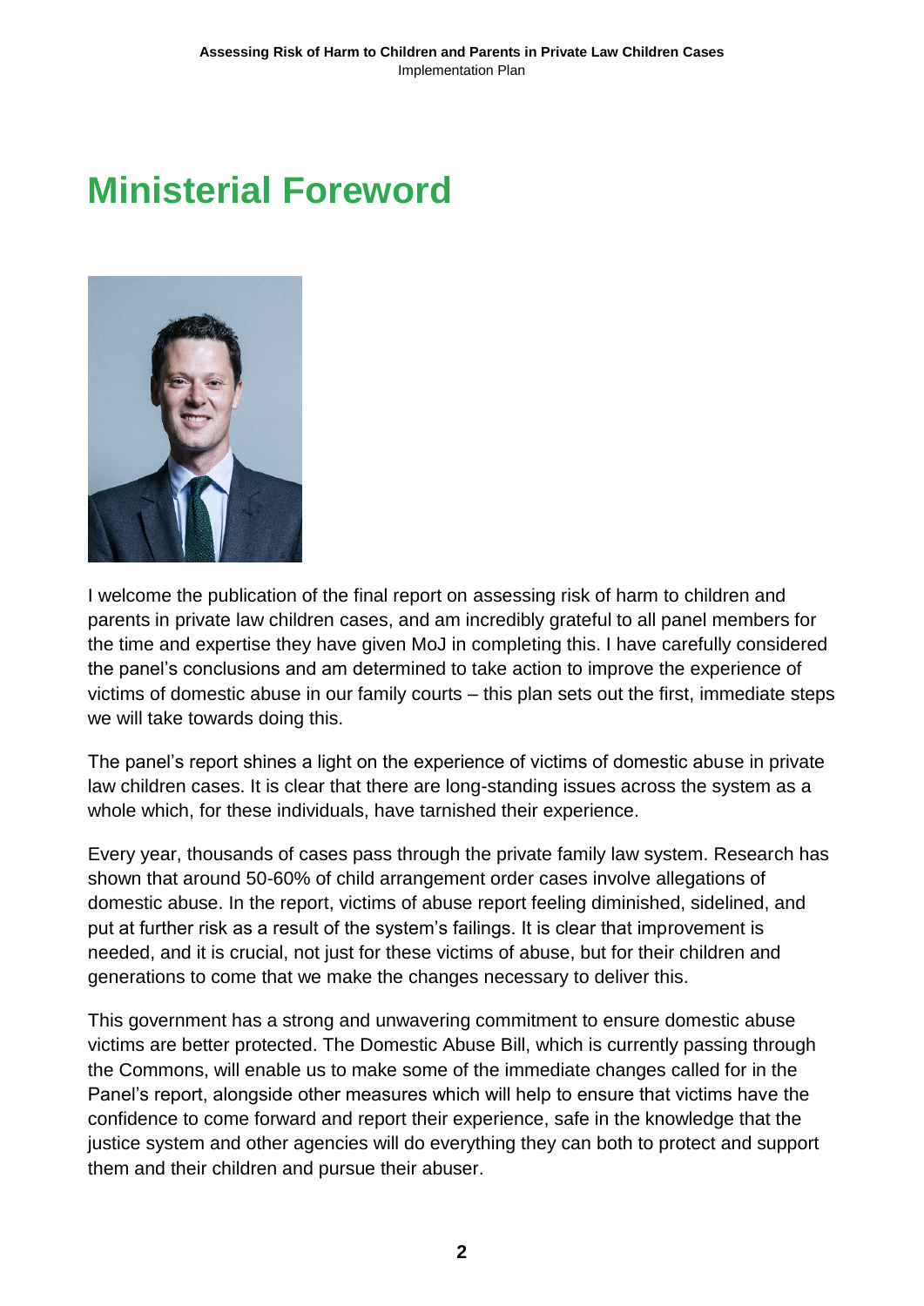# Ministerial Foreword

I welcome the publication of the final report on assessing risk of harm to children and parents in private law children cases, and am incredibly grateful to all panel members for the time and expertise they have given MoJ in completing this. I have carefully considered the panel's conclusions and am determined to take action to improve the experience of victims of domestic abuse in our family courts – this plan sets out the first, immediate steps we will take towards doing this.

The panel's report shines a light on the experience of victims of domestic abuse in private law children cases. It is clear that there are long-standing issues across the system as a whole which, for these individuals, have tarnished their experience.

Every year, thousands of cases pass through the private family law system. Research has shown that around 50-60% of child arrangement order cases involve allegations of domestic abuse. In the report, victims of abuse report feeling diminished, sidelined, and put at further risk as a result of the system's failings. It is clear that improvement is needed, and it is crucial, not just for these victims of abuse, but for their children and generations to come that we make the changes necessary to deliver this.

This government has a strong and unwavering commitment to ensure domestic abuse victims are better protected. The Domestic Abuse Bill, which is currently passing through the Commons, will enable us to make some of the immediate changes called for in the Panel's report, alongside other measures which will help to ensure that victims have the confidence to come forward and report their experience, safe in the knowledge that the justice system and other agencies will do everything they can both to protect and support them and their children and pursue their abuser.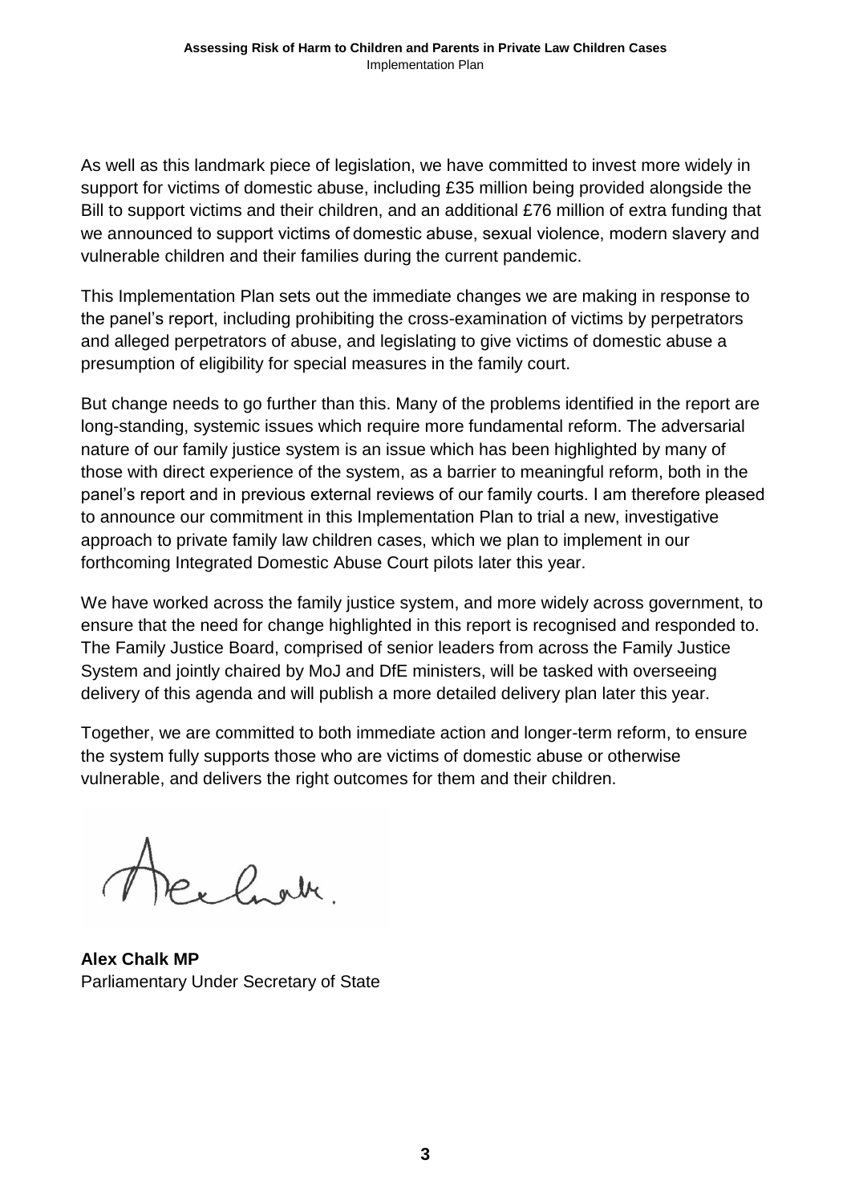As well as this landmark piece of legislation, we have committed to invest more widely in support for victims of domestic abuse, including £35 million being provided alongside the Bill to support victims and their children, and an additional £76 million of extra funding that we announced to support victims of domestic abuse, sexual violence, modern slavery and vulnerable children and their families during the current pandemic.

This Implementation Plan sets out the immediate changes we are making in response to the panel's report, including prohibiting the cross-examination of victims by perpetrators and alleged perpetrators of abuse, and legislating to give victims of domestic abuse a presumption of eligibility for special measures in the family court.

But change needs to go further than this. Many of the problems identified in the report are long-standing, systemic issues which require more fundamental reform. The adversarial nature of our family justice system is an issue which has been highlighted by many of those with direct experience of the system, as a barrier to meaningful reform, both in the panel's report and in previous external reviews of our family courts. I am therefore pleased to announce our commitment in this Implementation Plan to trial a new, investigative approach to private family law children cases, which we plan to implement in our forthcoming Integrated Domestic Abuse Court pilots later this year.

We have worked across the family justice system, and more widely across government, to ensure that the need for change highlighted in this report is recognised and responded to. The Family Justice Board, comprised of senior leaders from across the Family Justice System and jointly chaired by MoJ and DfE ministers, will be tasked with overseeing delivery of this agenda and will publish a more detailed delivery plan later this year.

Together, we are committed to both immediate action and longer-term reform, to ensure the system fully supports those who are victims of domestic abuse or otherwise vulnerable, and delivers the right outcomes for them and their children.

**Alex Chalk MP**
Parliamentary Under Secretary of State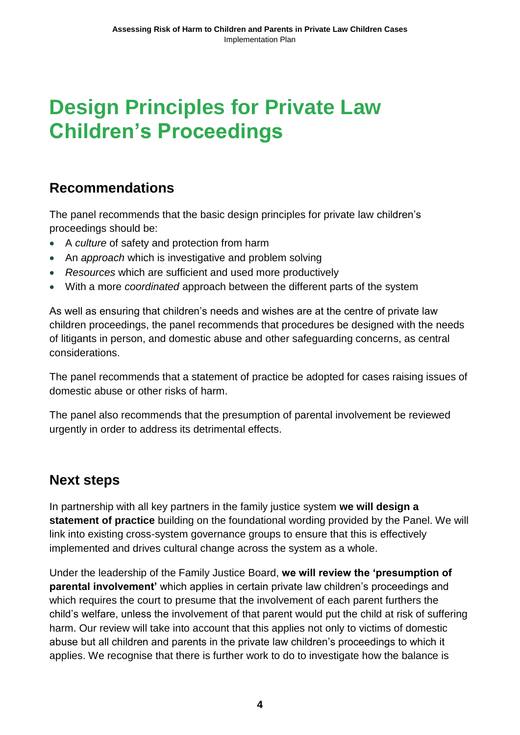# Design Principles for Private Law Children's Proceedings

## Recommendations

The panel recommends that the basic design principles for private law children's proceedings should be:

- A *culture* of safety and protection from harm
- An *approach* which is investigative and problem solving
- *Resources* which are sufficient and used more productively
- With a more *coordinated* approach between the different parts of the system

As well as ensuring that children's needs and wishes are at the centre of private law children proceedings, the panel recommends that procedures be designed with the needs of litigants in person, and domestic abuse and other safeguarding concerns, as central considerations.

The panel recommends that a statement of practice be adopted for cases raising issues of domestic abuse or other risks of harm.

The panel also recommends that the presumption of parental involvement be reviewed urgently in order to address its detrimental effects.

## Next steps

In partnership with all key partners in the family justice system **we will design a statement of practice** building on the foundational wording provided by the Panel. We will link into existing cross-system governance groups to ensure that this is effectively implemented and drives cultural change across the system as a whole.

Under the leadership of the Family Justice Board, **we will review the 'presumption of parental involvement'** which applies in certain private law children's proceedings and which requires the court to presume that the involvement of each parent furthers the child's welfare, unless the involvement of that parent would put the child at risk of suffering harm. Our review will take into account that this applies not only to victims of domestic abuse but all children and parents in the private law children's proceedings to which it applies. We recognise that there is further work to do to investigate how the balance is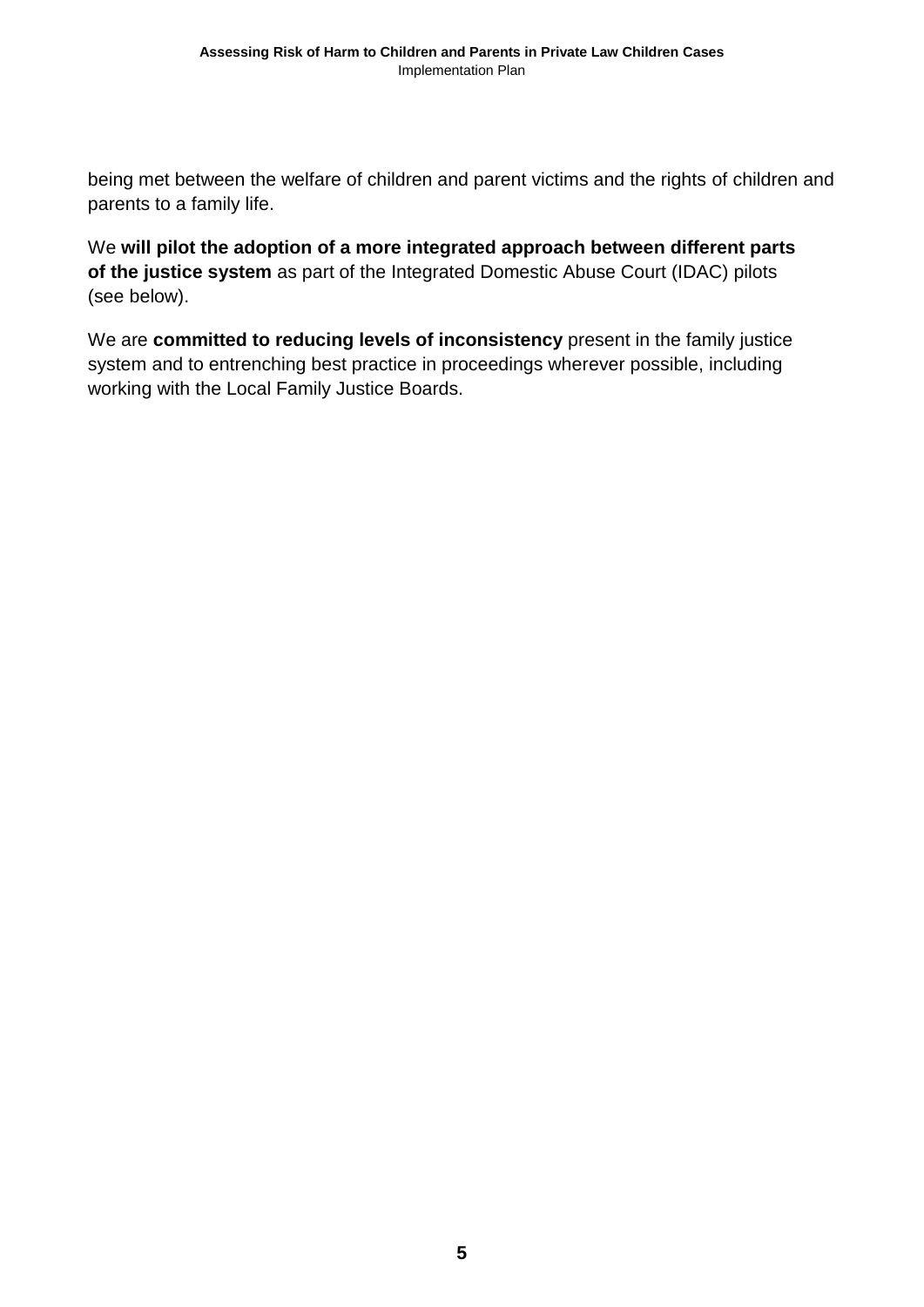being met between the welfare of children and parent victims and the rights of children and parents to a family life.

We **will pilot the adoption of a more integrated approach between different parts of the justice system** as part of the Integrated Domestic Abuse Court (IDAC) pilots (see below).

We are **committed to reducing levels of inconsistency** present in the family justice system and to entrenching best practice in proceedings wherever possible, including working with the Local Family Justice Boards.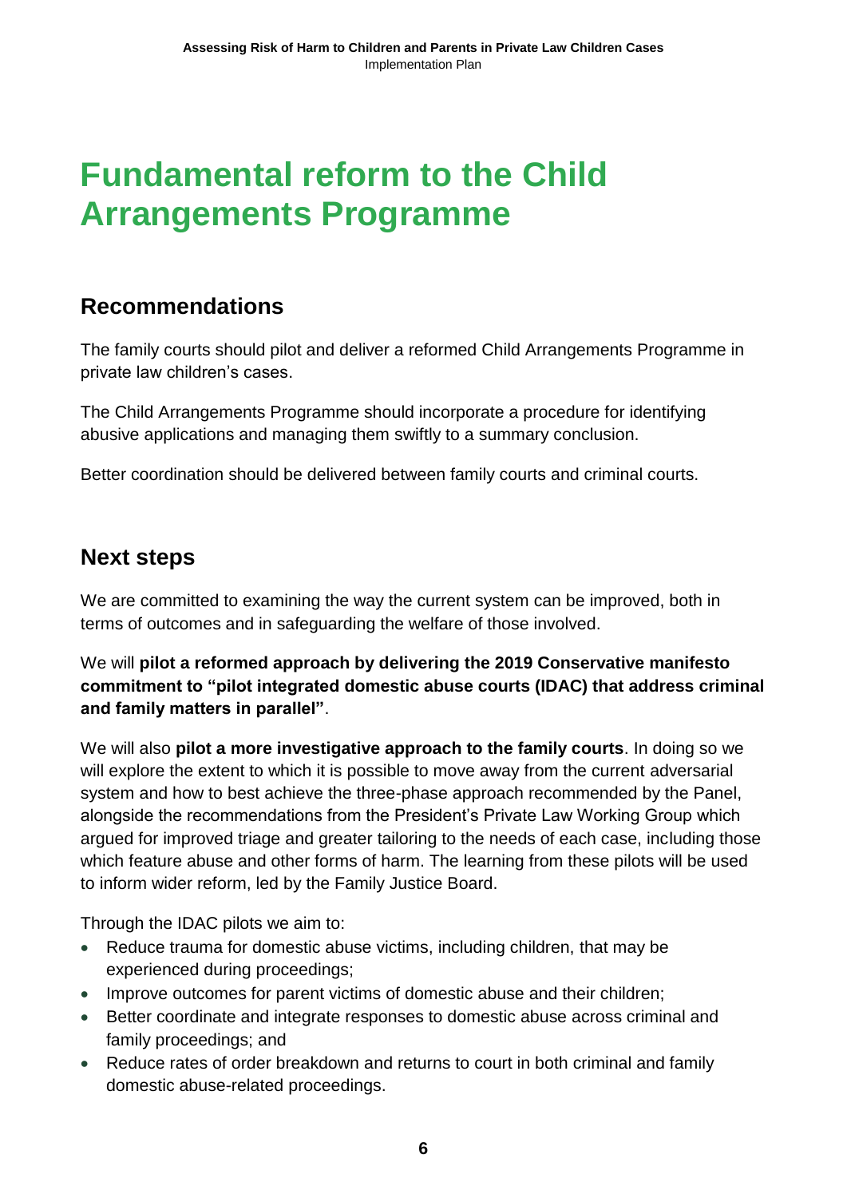# Fundamental reform to the Child Arrangements Programme

## Recommendations

The family courts should pilot and deliver a reformed Child Arrangements Programme in private law children's cases.

The Child Arrangements Programme should incorporate a procedure for identifying abusive applications and managing them swiftly to a summary conclusion.

Better coordination should be delivered between family courts and criminal courts.

## Next steps

We are committed to examining the way the current system can be improved, both in terms of outcomes and in safeguarding the welfare of those involved.

We will **pilot a reformed approach by delivering the 2019 Conservative manifesto commitment to "pilot integrated domestic abuse courts (IDAC) that address criminal and family matters in parallel"**.

We will also **pilot a more investigative approach to the family courts**. In doing so we will explore the extent to which it is possible to move away from the current adversarial system and how to best achieve the three-phase approach recommended by the Panel, alongside the recommendations from the President's Private Law Working Group which argued for improved triage and greater tailoring to the needs of each case, including those which feature abuse and other forms of harm. The learning from these pilots will be used to inform wider reform, led by the Family Justice Board.

Through the IDAC pilots we aim to:

- Reduce trauma for domestic abuse victims, including children, that may be experienced during proceedings;
- Improve outcomes for parent victims of domestic abuse and their children;
- Better coordinate and integrate responses to domestic abuse across criminal and family proceedings; and
- Reduce rates of order breakdown and returns to court in both criminal and family domestic abuse-related proceedings.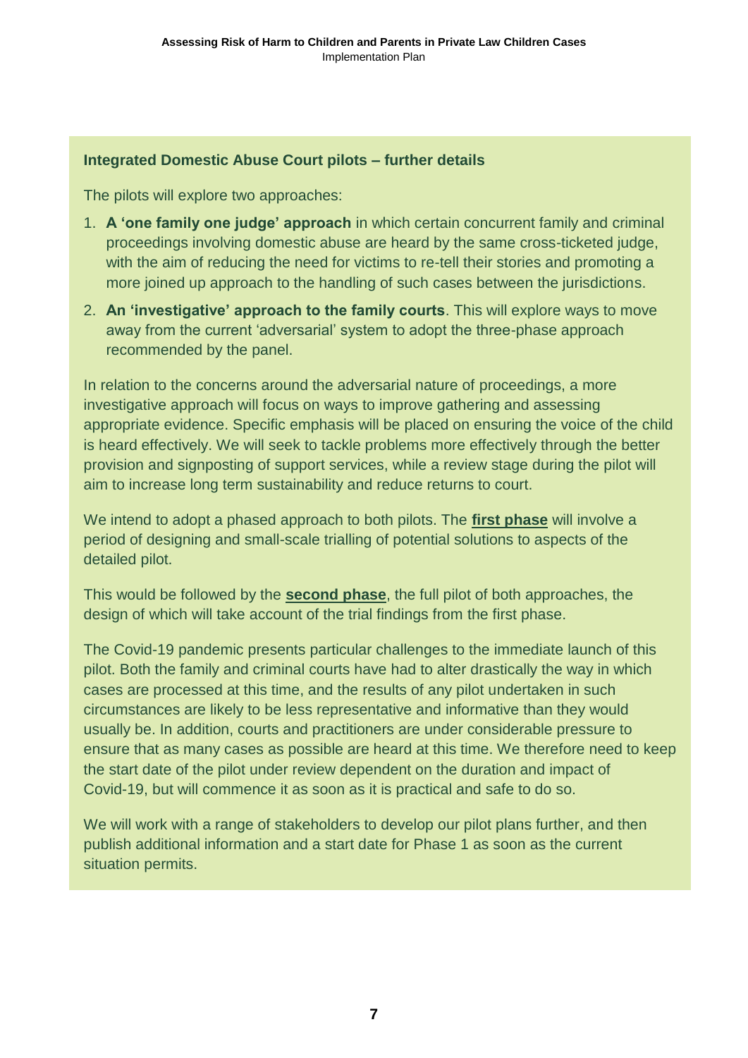### Integrated Domestic Abuse Court pilots – further details

The pilots will explore two approaches:

1. **A 'one family one judge' approach** in which certain concurrent family and criminal proceedings involving domestic abuse are heard by the same cross-ticketed judge, with the aim of reducing the need for victims to re-tell their stories and promoting a more joined up approach to the handling of such cases between the jurisdictions.
2. **An 'investigative' approach to the family courts**. This will explore ways to move away from the current 'adversarial' system to adopt the three-phase approach recommended by the panel.

In relation to the concerns around the adversarial nature of proceedings, a more investigative approach will focus on ways to improve gathering and assessing appropriate evidence. Specific emphasis will be placed on ensuring the voice of the child is heard effectively. We will seek to tackle problems more effectively through the better provision and signposting of support services, while a review stage during the pilot will aim to increase long term sustainability and reduce returns to court.

We intend to adopt a phased approach to both pilots. The **first phase** will involve a period of designing and small-scale trialling of potential solutions to aspects of the detailed pilot.

This would be followed by the **second phase**, the full pilot of both approaches, the design of which will take account of the trial findings from the first phase.

The Covid-19 pandemic presents particular challenges to the immediate launch of this pilot. Both the family and criminal courts have had to alter drastically the way in which cases are processed at this time, and the results of any pilot undertaken in such circumstances are likely to be less representative and informative than they would usually be. In addition, courts and practitioners are under considerable pressure to ensure that as many cases as possible are heard at this time. We therefore need to keep the start date of the pilot under review dependent on the duration and impact of Covid-19, but will commence it as soon as it is practical and safe to do so.

We will work with a range of stakeholders to develop our pilot plans further, and then publish additional information and a start date for Phase 1 as soon as the current situation permits.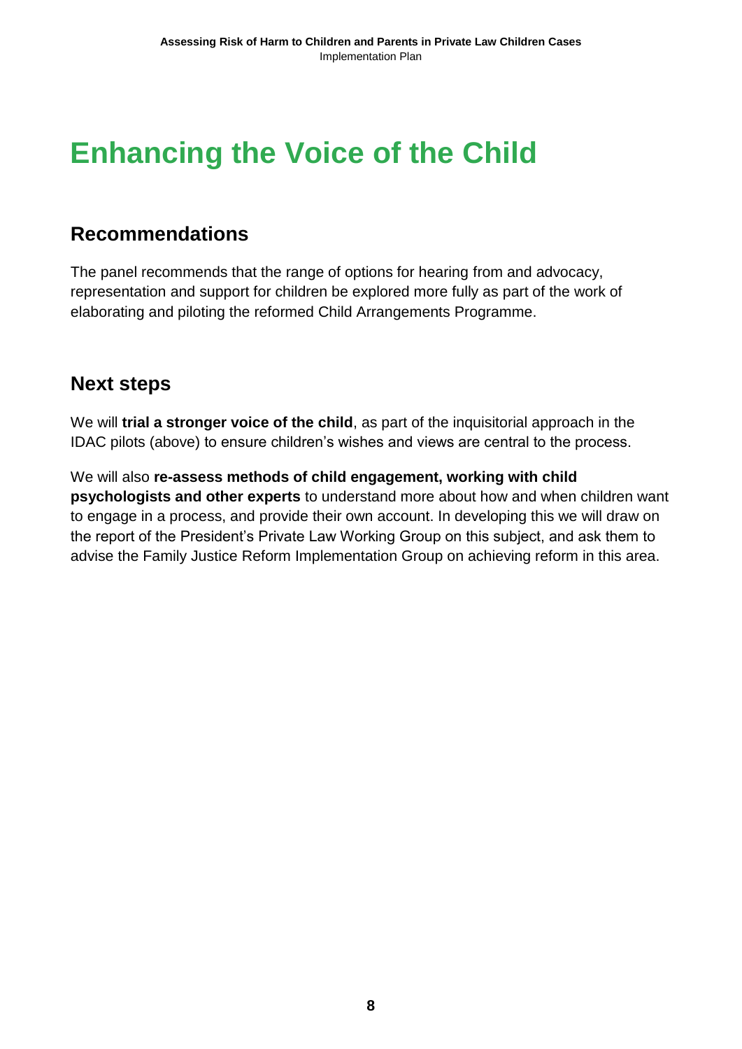# Enhancing the Voice of the Child

## Recommendations

The panel recommends that the range of options for hearing from and advocacy, representation and support for children be explored more fully as part of the work of elaborating and piloting the reformed Child Arrangements Programme.

## Next steps

We will **trial a stronger voice of the child**, as part of the inquisitorial approach in the IDAC pilots (above) to ensure children's wishes and views are central to the process.

We will also **re-assess methods of child engagement, working with child psychologists and other experts** to understand more about how and when children want to engage in a process, and provide their own account. In developing this we will draw on the report of the President's Private Law Working Group on this subject, and ask them to advise the Family Justice Reform Implementation Group on achieving reform in this area.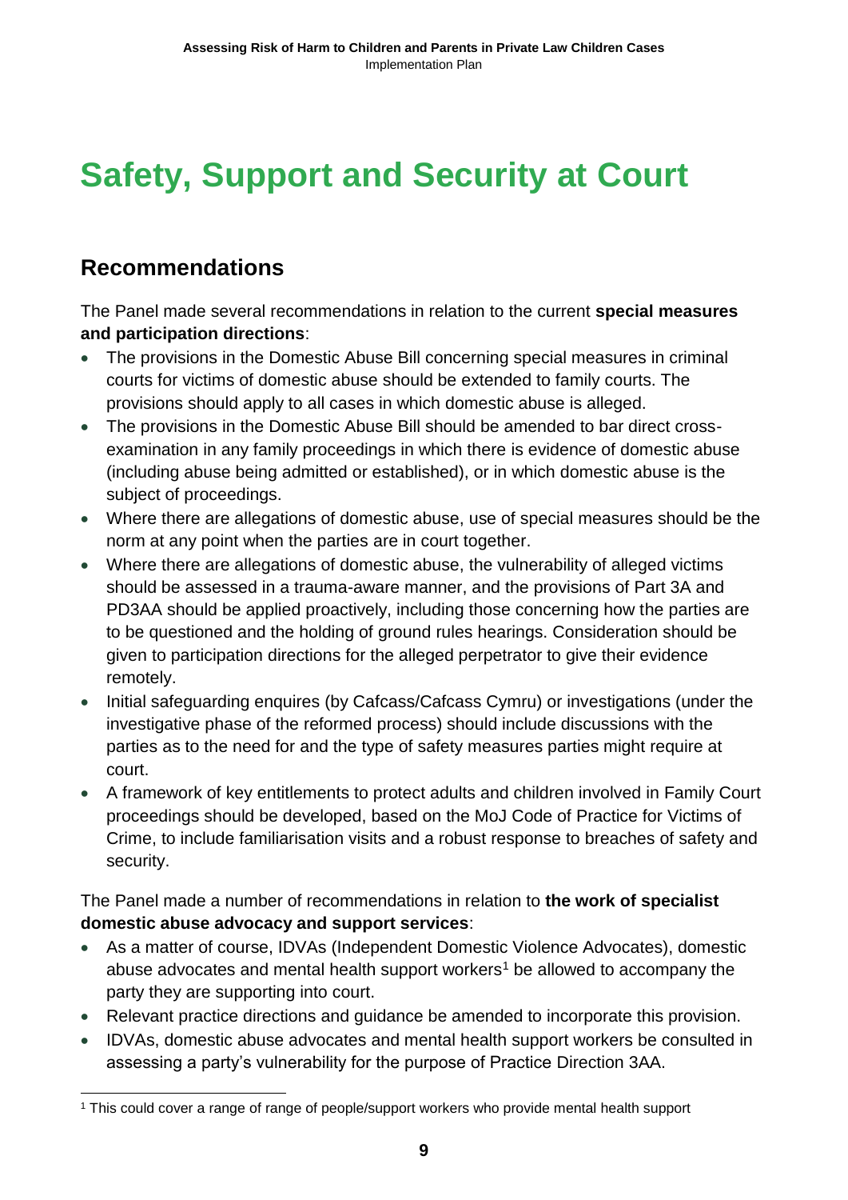# Safety, Support and Security at Court

## Recommendations

The Panel made several recommendations in relation to the current **special measures and participation directions**:

- The provisions in the Domestic Abuse Bill concerning special measures in criminal courts for victims of domestic abuse should be extended to family courts. The provisions should apply to all cases in which domestic abuse is alleged.
- The provisions in the Domestic Abuse Bill should be amended to bar direct cross-examination in any family proceedings in which there is evidence of domestic abuse (including abuse being admitted or established), or in which domestic abuse is the subject of proceedings.
- Where there are allegations of domestic abuse, use of special measures should be the norm at any point when the parties are in court together.
- Where there are allegations of domestic abuse, the vulnerability of alleged victims should be assessed in a trauma-aware manner, and the provisions of Part 3A and PD3AA should be applied proactively, including those concerning how the parties are to be questioned and the holding of ground rules hearings. Consideration should be given to participation directions for the alleged perpetrator to give their evidence remotely.
- Initial safeguarding enquires (by Cafcass/Cafcass Cymru) or investigations (under the investigative phase of the reformed process) should include discussions with the parties as to the need for and the type of safety measures parties might require at court.
- A framework of key entitlements to protect adults and children involved in Family Court proceedings should be developed, based on the MoJ Code of Practice for Victims of Crime, to include familiarisation visits and a robust response to breaches of safety and security.

The Panel made a number of recommendations in relation to **the work of specialist domestic abuse advocacy and support services**:

- As a matter of course, IDVAs (Independent Domestic Violence Advocates), domestic abuse advocates and mental health support workers[1] be allowed to accompany the party they are supporting into court.
- Relevant practice directions and guidance be amended to incorporate this provision.
- IDVAs, domestic abuse advocates and mental health support workers be consulted in assessing a party's vulnerability for the purpose of Practice Direction 3AA.

[1] This could cover a range of range of people/support workers who provide mental health support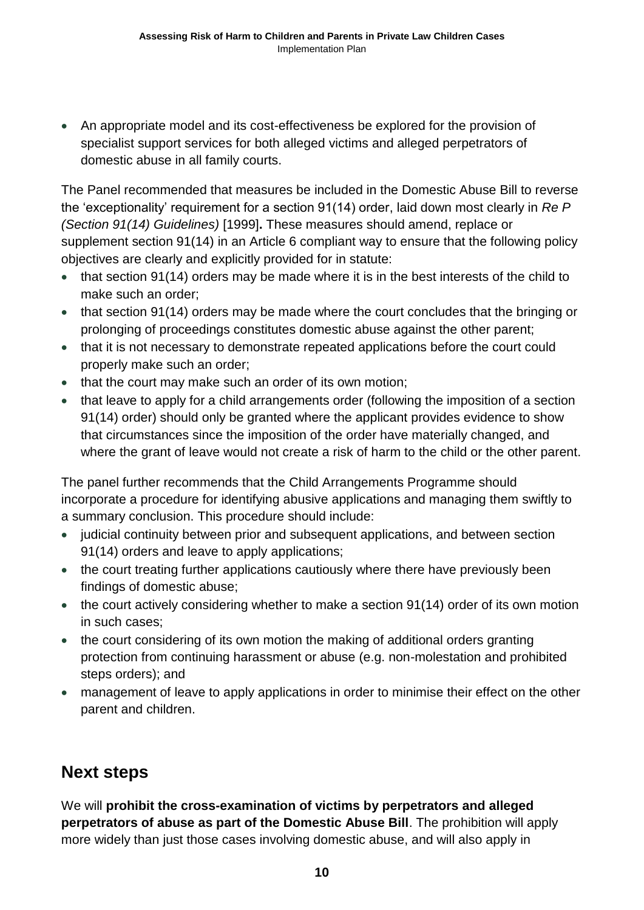- An appropriate model and its cost-effectiveness be explored for the provision of specialist support services for both alleged victims and alleged perpetrators of domestic abuse in all family courts.

The Panel recommended that measures be included in the Domestic Abuse Bill to reverse the 'exceptionality' requirement for a section 91(14) order, laid down most clearly in *Re P (Section 91(14) Guidelines)* [1999]**.** These measures should amend, replace or supplement section 91(14) in an Article 6 compliant way to ensure that the following policy objectives are clearly and explicitly provided for in statute:

- that section 91(14) orders may be made where it is in the best interests of the child to make such an order;
- that section 91(14) orders may be made where the court concludes that the bringing or prolonging of proceedings constitutes domestic abuse against the other parent;
- that it is not necessary to demonstrate repeated applications before the court could properly make such an order;
- that the court may make such an order of its own motion;
- that leave to apply for a child arrangements order (following the imposition of a section 91(14) order) should only be granted where the applicant provides evidence to show that circumstances since the imposition of the order have materially changed, and where the grant of leave would not create a risk of harm to the child or the other parent.

The panel further recommends that the Child Arrangements Programme should incorporate a procedure for identifying abusive applications and managing them swiftly to a summary conclusion. This procedure should include:

- judicial continuity between prior and subsequent applications, and between section 91(14) orders and leave to apply applications;
- the court treating further applications cautiously where there have previously been findings of domestic abuse;
- the court actively considering whether to make a section 91(14) order of its own motion in such cases;
- the court considering of its own motion the making of additional orders granting protection from continuing harassment or abuse (e.g. non-molestation and prohibited steps orders); and
- management of leave to apply applications in order to minimise their effect on the other parent and children.

## Next steps

We will **prohibit the cross-examination of victims by perpetrators and alleged perpetrators of abuse as part of the Domestic Abuse Bill**. The prohibition will apply more widely than just those cases involving domestic abuse, and will also apply in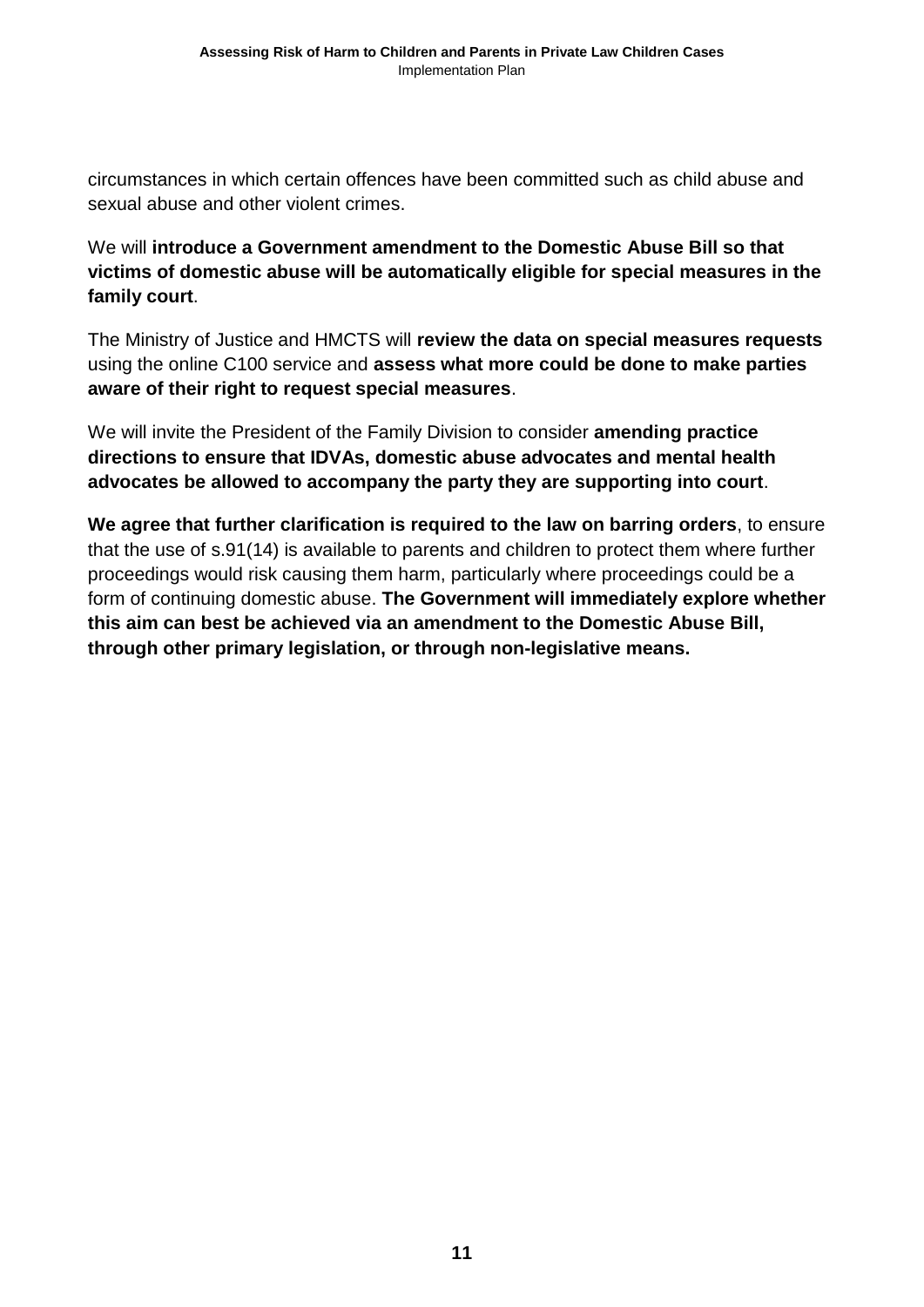circumstances in which certain offences have been committed such as child abuse and sexual abuse and other violent crimes.

We will **introduce a Government amendment to the Domestic Abuse Bill so that victims of domestic abuse will be automatically eligible for special measures in the family court**.

The Ministry of Justice and HMCTS will **review the data on special measures requests** using the online C100 service and **assess what more could be done to make parties aware of their right to request special measures**.

We will invite the President of the Family Division to consider **amending practice directions to ensure that IDVAs, domestic abuse advocates and mental health advocates be allowed to accompany the party they are supporting into court**.

**We agree that further clarification is required to the law on barring orders**, to ensure that the use of s.91(14) is available to parents and children to protect them where further proceedings would risk causing them harm, particularly where proceedings could be a form of continuing domestic abuse. **The Government will immediately explore whether this aim can best be achieved via an amendment to the Domestic Abuse Bill, through other primary legislation, or through non-legislative means.**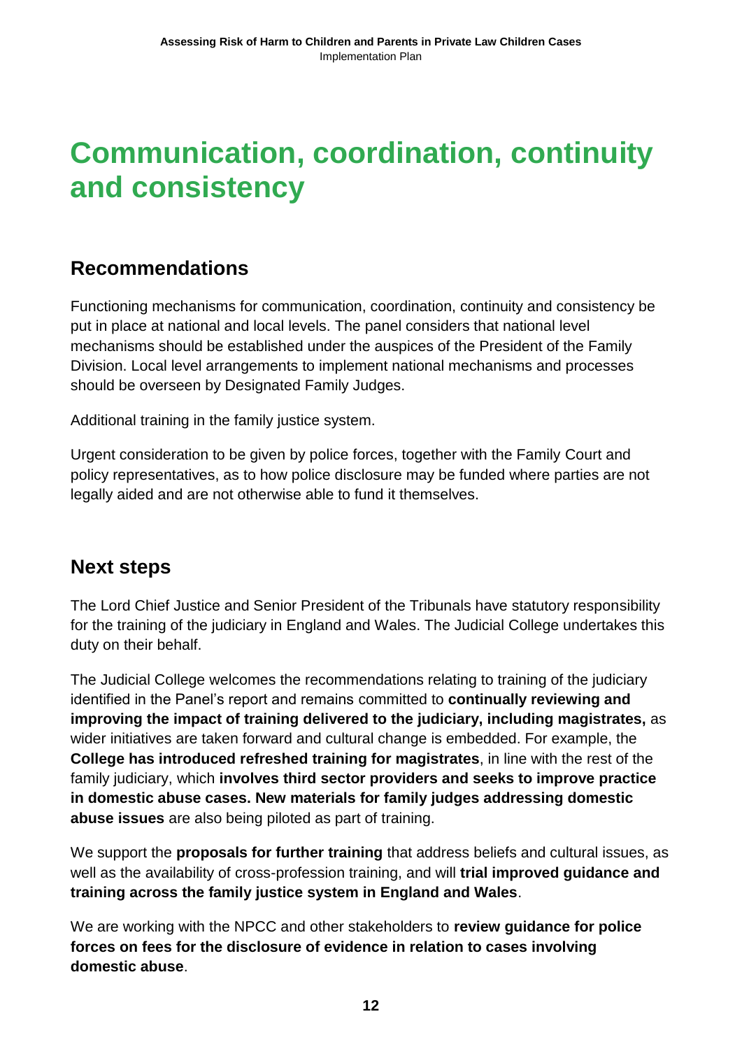# Communication, coordination, continuity and consistency

## Recommendations

Functioning mechanisms for communication, coordination, continuity and consistency be put in place at national and local levels. The panel considers that national level mechanisms should be established under the auspices of the President of the Family Division. Local level arrangements to implement national mechanisms and processes should be overseen by Designated Family Judges.

Additional training in the family justice system.

Urgent consideration to be given by police forces, together with the Family Court and policy representatives, as to how police disclosure may be funded where parties are not legally aided and are not otherwise able to fund it themselves.

## Next steps

The Lord Chief Justice and Senior President of the Tribunals have statutory responsibility for the training of the judiciary in England and Wales. The Judicial College undertakes this duty on their behalf.

The Judicial College welcomes the recommendations relating to training of the judiciary identified in the Panel's report and remains committed to **continually reviewing and improving the impact of training delivered to the judiciary, including magistrates,** as wider initiatives are taken forward and cultural change is embedded. For example, the **College has introduced refreshed training for magistrates**, in line with the rest of the family judiciary, which **involves third sector providers and seeks to improve practice in domestic abuse cases. New materials for family judges addressing domestic abuse issues** are also being piloted as part of training.

We support the **proposals for further training** that address beliefs and cultural issues, as well as the availability of cross-profession training, and will **trial improved guidance and training across the family justice system in England and Wales**.

We are working with the NPCC and other stakeholders to **review guidance for police forces on fees for the disclosure of evidence in relation to cases involving domestic abuse**.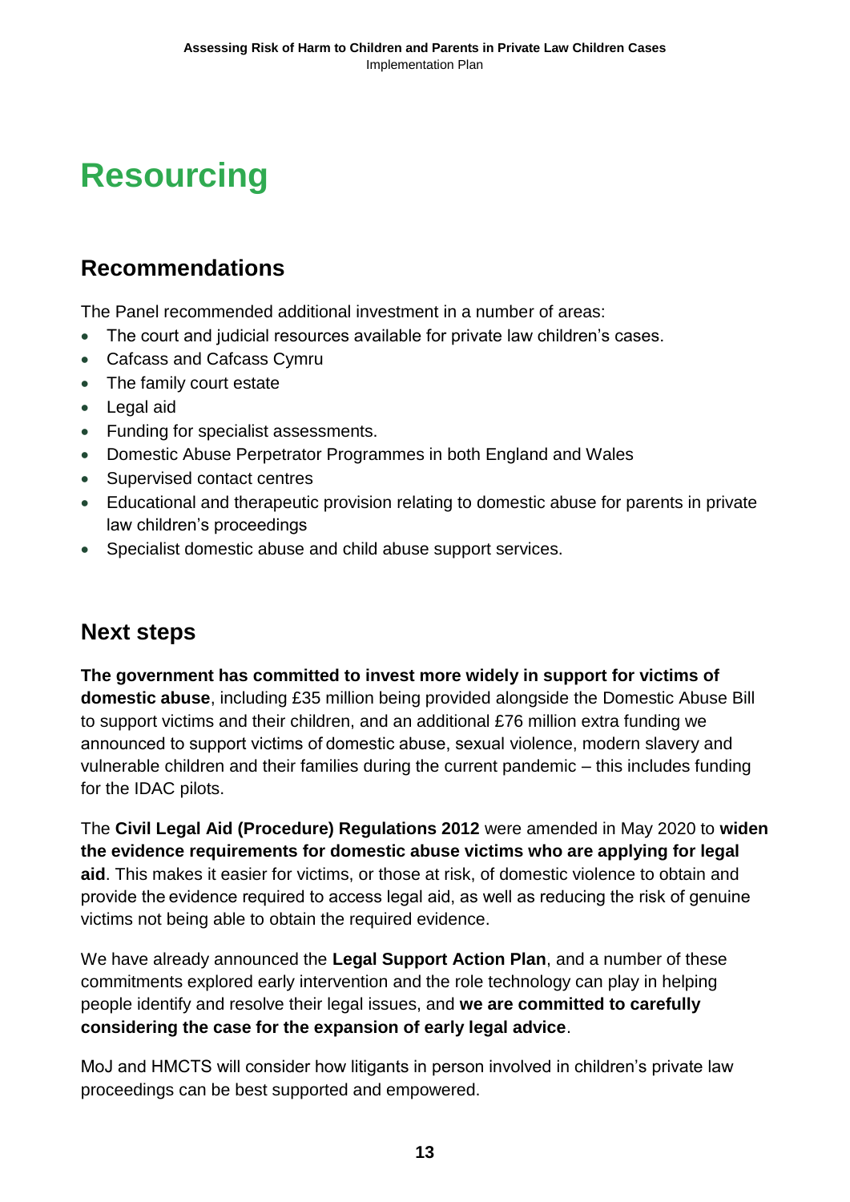# Resourcing

## Recommendations

The Panel recommended additional investment in a number of areas:

- The court and judicial resources available for private law children's cases.
- Cafcass and Cafcass Cymru
- The family court estate
- Legal aid
- Funding for specialist assessments.
- Domestic Abuse Perpetrator Programmes in both England and Wales
- Supervised contact centres
- Educational and therapeutic provision relating to domestic abuse for parents in private law children's proceedings
- Specialist domestic abuse and child abuse support services.

## Next steps

**The government has committed to invest more widely in support for victims of domestic abuse**, including £35 million being provided alongside the Domestic Abuse Bill to support victims and their children, and an additional £76 million extra funding we announced to support victims of domestic abuse, sexual violence, modern slavery and vulnerable children and their families during the current pandemic – this includes funding for the IDAC pilots.

The **Civil Legal Aid (Procedure) Regulations 2012** were amended in May 2020 to **widen the evidence requirements for domestic abuse victims who are applying for legal aid**. This makes it easier for victims, or those at risk, of domestic violence to obtain and provide the evidence required to access legal aid, as well as reducing the risk of genuine victims not being able to obtain the required evidence.

We have already announced the **Legal Support Action Plan**, and a number of these commitments explored early intervention and the role technology can play in helping people identify and resolve their legal issues, and **we are committed to carefully considering the case for the expansion of early legal advice**.

MoJ and HMCTS will consider how litigants in person involved in children's private law proceedings can be best supported and empowered.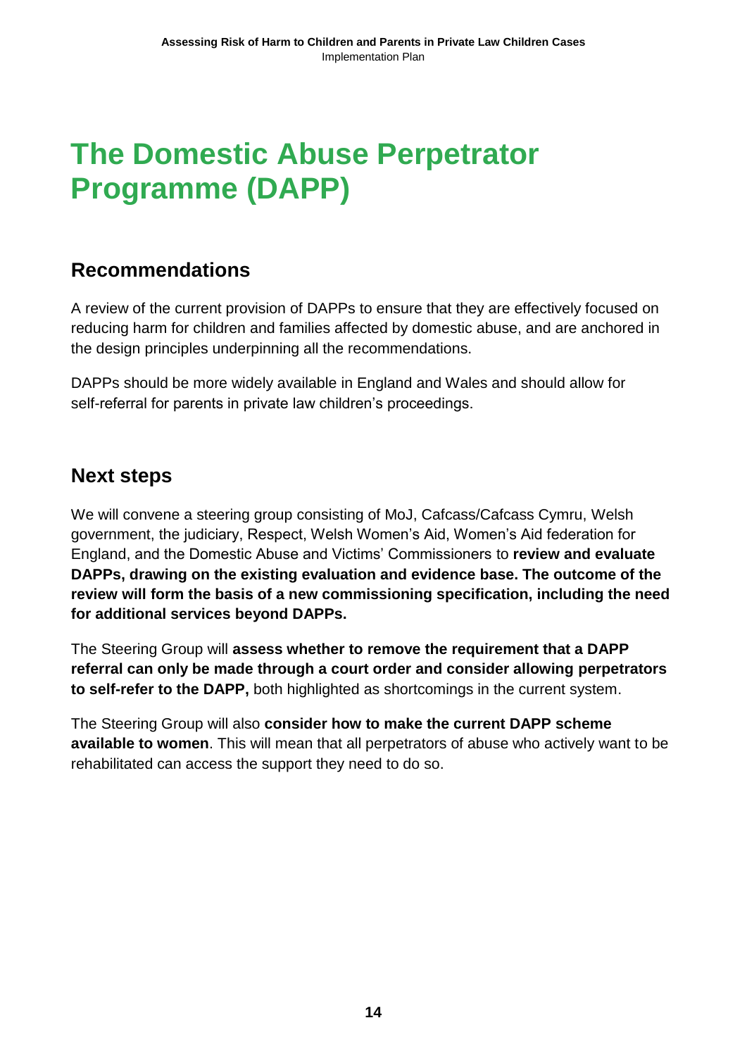# The Domestic Abuse Perpetrator Programme (DAPP)

## Recommendations

A review of the current provision of DAPPs to ensure that they are effectively focused on reducing harm for children and families affected by domestic abuse, and are anchored in the design principles underpinning all the recommendations.

DAPPs should be more widely available in England and Wales and should allow for self-referral for parents in private law children's proceedings.

## Next steps

We will convene a steering group consisting of MoJ, Cafcass/Cafcass Cymru, Welsh government, the judiciary, Respect, Welsh Women's Aid, Women's Aid federation for England, and the Domestic Abuse and Victims' Commissioners to **review and evaluate DAPPs, drawing on the existing evaluation and evidence base. The outcome of the review will form the basis of a new commissioning specification, including the need for additional services beyond DAPPs.**

The Steering Group will **assess whether to remove the requirement that a DAPP referral can only be made through a court order and consider allowing perpetrators to self-refer to the DAPP,** both highlighted as shortcomings in the current system.

The Steering Group will also **consider how to make the current DAPP scheme available to women**. This will mean that all perpetrators of abuse who actively want to be rehabilitated can access the support they need to do so.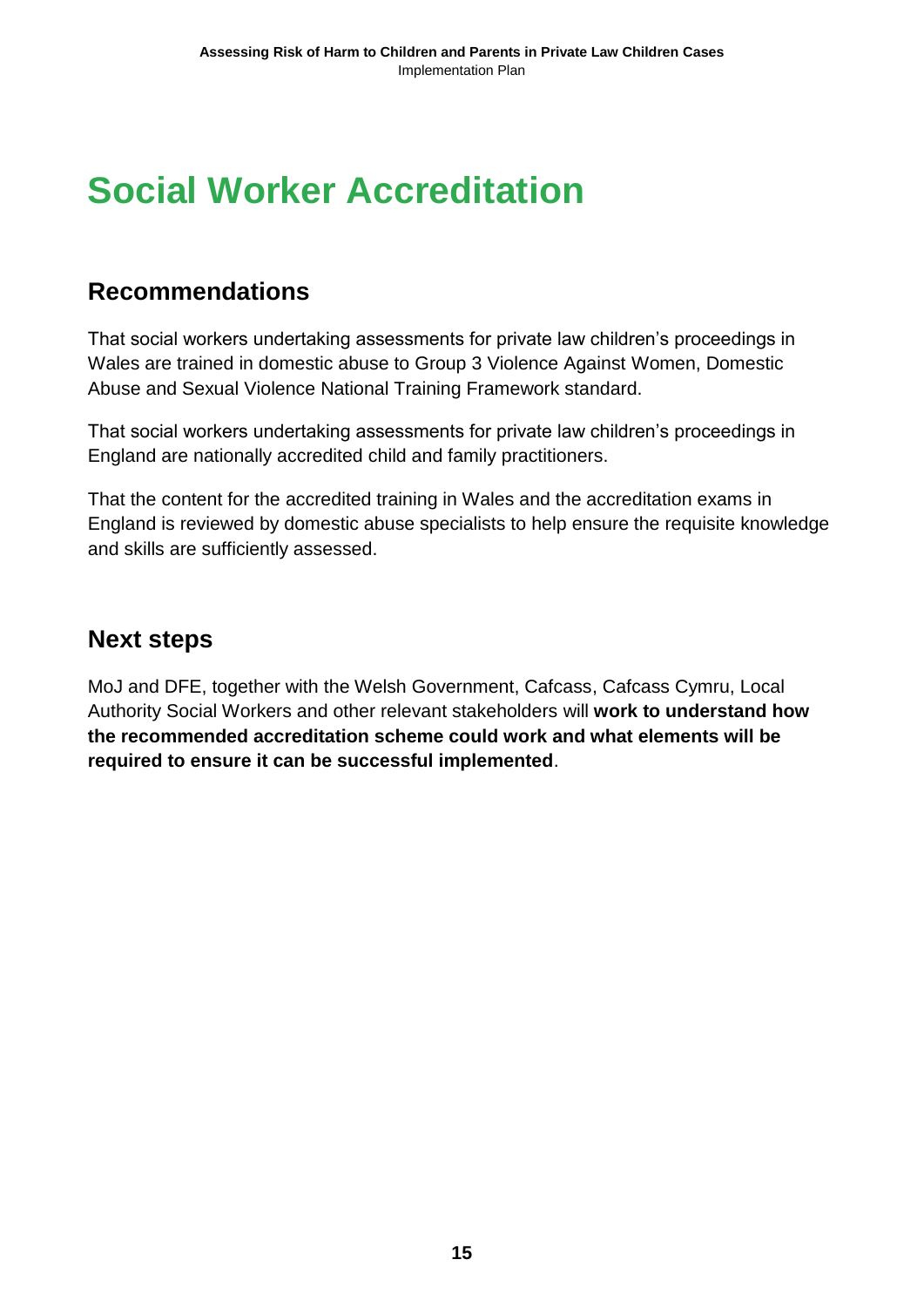# Social Worker Accreditation

## Recommendations

That social workers undertaking assessments for private law children's proceedings in Wales are trained in domestic abuse to Group 3 Violence Against Women, Domestic Abuse and Sexual Violence National Training Framework standard.

That social workers undertaking assessments for private law children's proceedings in England are nationally accredited child and family practitioners.

That the content for the accredited training in Wales and the accreditation exams in England is reviewed by domestic abuse specialists to help ensure the requisite knowledge and skills are sufficiently assessed.

## Next steps

MoJ and DFE, together with the Welsh Government, Cafcass, Cafcass Cymru, Local Authority Social Workers and other relevant stakeholders will **work to understand how the recommended accreditation scheme could work and what elements will be required to ensure it can be successful implemented**.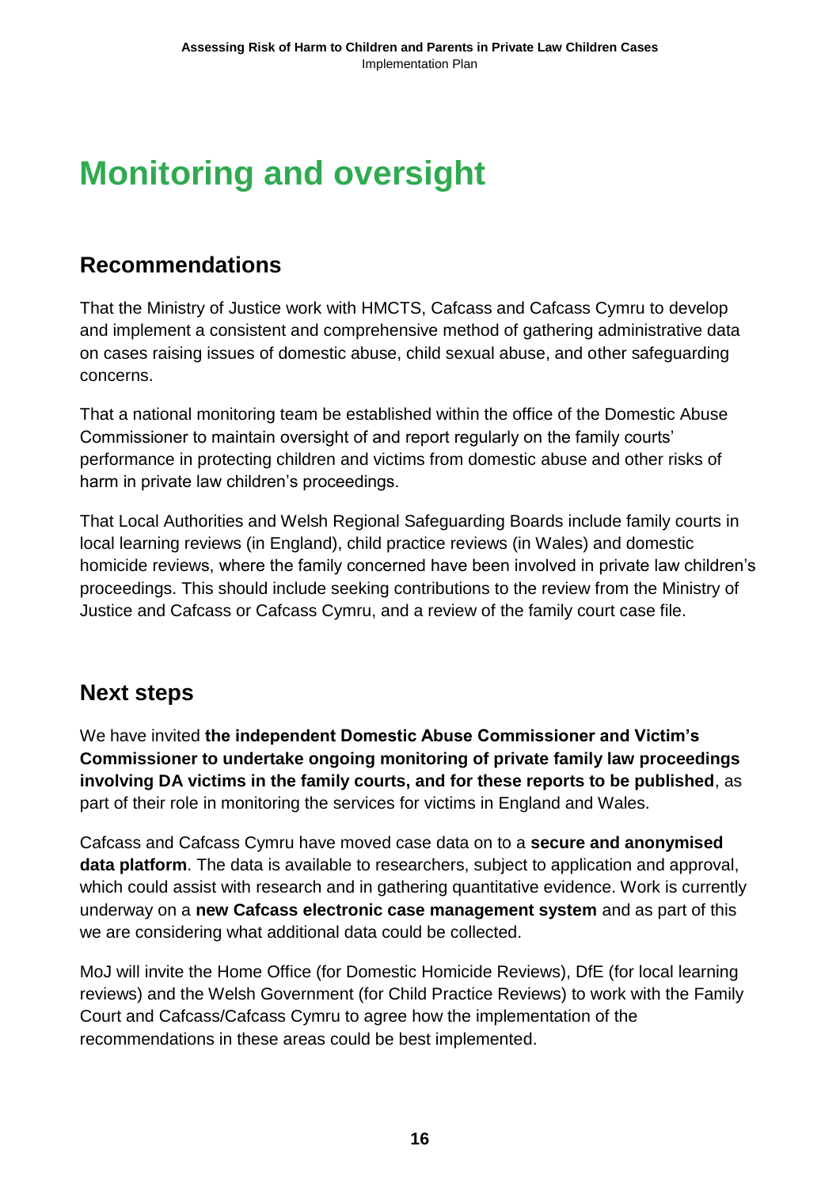# Monitoring and oversight

## Recommendations

That the Ministry of Justice work with HMCTS, Cafcass and Cafcass Cymru to develop and implement a consistent and comprehensive method of gathering administrative data on cases raising issues of domestic abuse, child sexual abuse, and other safeguarding concerns.

That a national monitoring team be established within the office of the Domestic Abuse Commissioner to maintain oversight of and report regularly on the family courts' performance in protecting children and victims from domestic abuse and other risks of harm in private law children's proceedings.

That Local Authorities and Welsh Regional Safeguarding Boards include family courts in local learning reviews (in England), child practice reviews (in Wales) and domestic homicide reviews, where the family concerned have been involved in private law children's proceedings. This should include seeking contributions to the review from the Ministry of Justice and Cafcass or Cafcass Cymru, and a review of the family court case file.

## Next steps

We have invited **the independent Domestic Abuse Commissioner and Victim's Commissioner to undertake ongoing monitoring of private family law proceedings involving DA victims in the family courts, and for these reports to be published**, as part of their role in monitoring the services for victims in England and Wales.

Cafcass and Cafcass Cymru have moved case data on to a **secure and anonymised data platform**. The data is available to researchers, subject to application and approval, which could assist with research and in gathering quantitative evidence. Work is currently underway on a **new Cafcass electronic case management system** and as part of this we are considering what additional data could be collected.

MoJ will invite the Home Office (for Domestic Homicide Reviews), DfE (for local learning reviews) and the Welsh Government (for Child Practice Reviews) to work with the Family Court and Cafcass/Cafcass Cymru to agree how the implementation of the recommendations in these areas could be best implemented.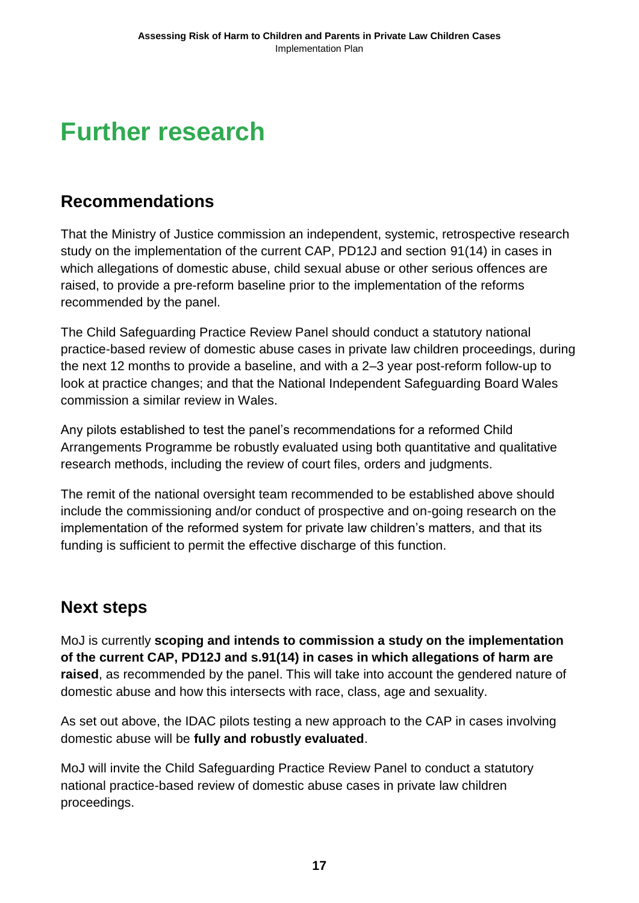# Further research

## Recommendations

That the Ministry of Justice commission an independent, systemic, retrospective research study on the implementation of the current CAP, PD12J and section 91(14) in cases in which allegations of domestic abuse, child sexual abuse or other serious offences are raised, to provide a pre-reform baseline prior to the implementation of the reforms recommended by the panel.

The Child Safeguarding Practice Review Panel should conduct a statutory national practice-based review of domestic abuse cases in private law children proceedings, during the next 12 months to provide a baseline, and with a 2–3 year post-reform follow-up to look at practice changes; and that the National Independent Safeguarding Board Wales commission a similar review in Wales.

Any pilots established to test the panel's recommendations for a reformed Child Arrangements Programme be robustly evaluated using both quantitative and qualitative research methods, including the review of court files, orders and judgments.

The remit of the national oversight team recommended to be established above should include the commissioning and/or conduct of prospective and on-going research on the implementation of the reformed system for private law children's matters, and that its funding is sufficient to permit the effective discharge of this function.

## Next steps

MoJ is currently **scoping and intends to commission a study on the implementation of the current CAP, PD12J and s.91(14) in cases in which allegations of harm are raised**, as recommended by the panel. This will take into account the gendered nature of domestic abuse and how this intersects with race, class, age and sexuality.

As set out above, the IDAC pilots testing a new approach to the CAP in cases involving domestic abuse will be **fully and robustly evaluated**.

MoJ will invite the Child Safeguarding Practice Review Panel to conduct a statutory national practice-based review of domestic abuse cases in private law children proceedings.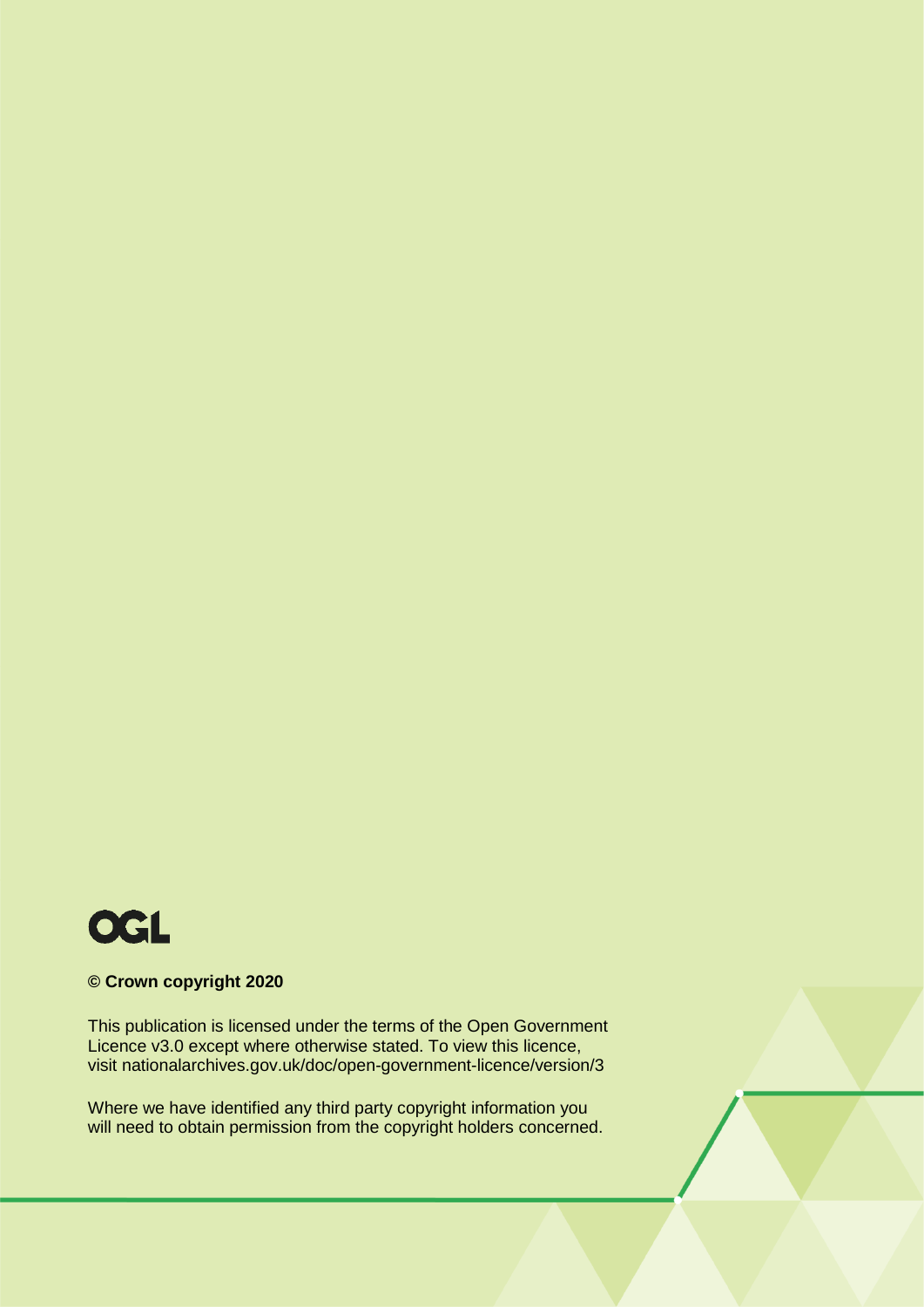OGL

**© Crown copyright 2020**

This publication is licensed under the terms of the Open Government Licence v3.0 except where otherwise stated. To view this licence, visit nationalarchives.gov.uk/doc/open-government-licence/version/3

Where we have identified any third party copyright information you will need to obtain permission from the copyright holders concerned.